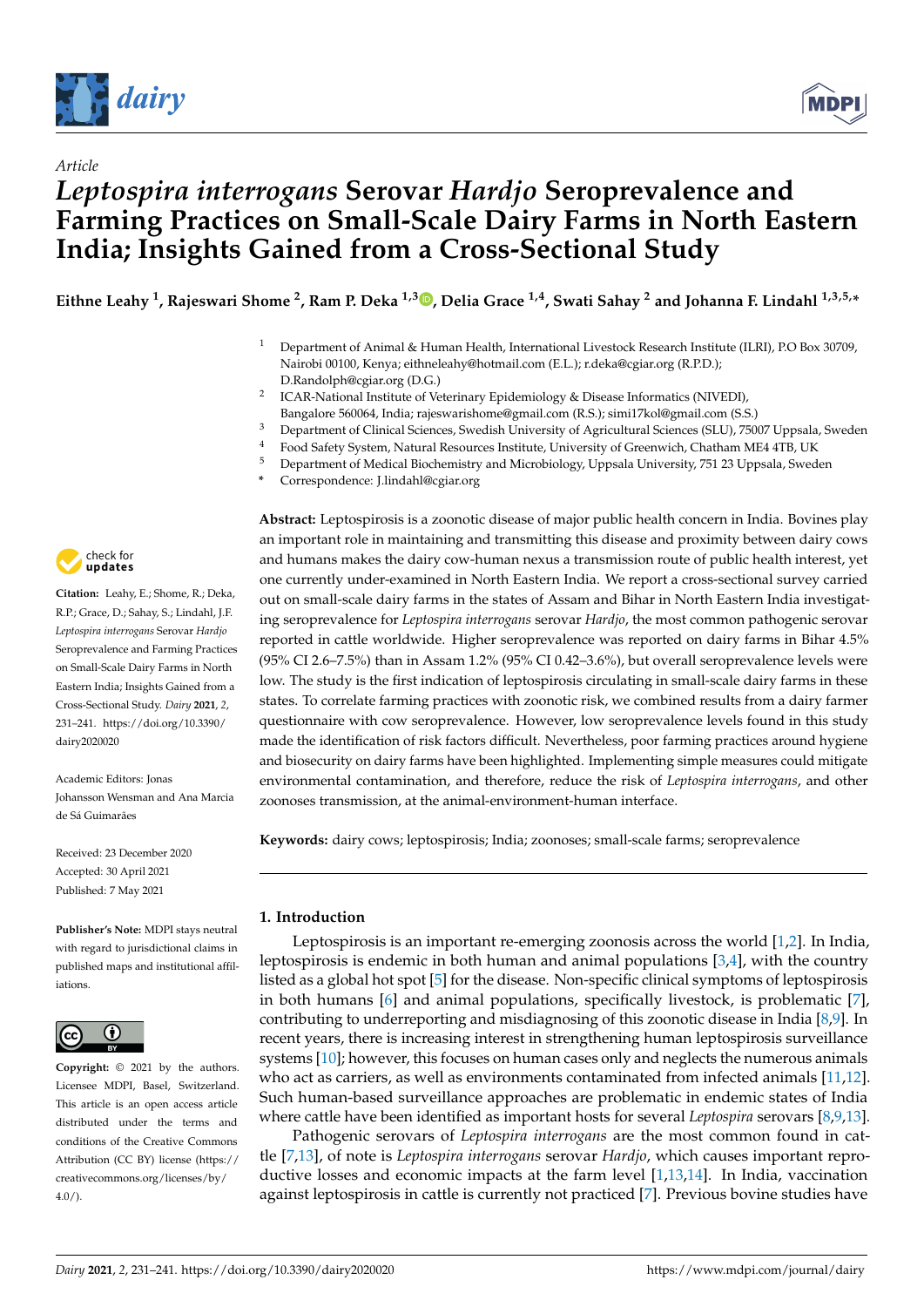*Article*

# *Leptospira interrogans* Serovar *Hardjo* Seroprevalence and Farming Practices on Small-Scale Dairy Farms in North Eastern India; Insights Gained from a Cross-Sectional Study

**Eithne Leahy [1], Rajeswari Shome [2], Ram P. Deka [1,3], Delia Grace [1,4], Swati Sahay [2] and Johanna F. Lindahl [1,3,5,*]**

[1] Department of Animal & Human Health, International Livestock Research Institute (ILRI), P.O Box 30709, Nairobi 00100, Kenya; eithneleahy@hotmail.com (E.L.); r.deka@cgiar.org (R.P.D.); D.Randolph@cgiar.org (D.G.)

[2] ICAR-National Institute of Veterinary Epidemiology & Disease Informatics (NIVEDI), Bangalore 560064, India; rajeswarishome@gmail.com (R.S.); simi17kol@gmail.com (S.S.)

[3] Department of Clinical Sciences, Swedish University of Agricultural Sciences (SLU), 75007 Uppsala, Sweden

[4] Food Safety System, Natural Resources Institute, University of Greenwich, Chatham ME4 4TB, UK

[5] Department of Medical Biochemistry and Microbiology, Uppsala University, 751 23 Uppsala, Sweden

\* Correspondence: J.lindahl@cgiar.org

**Citation:** Leahy, E.; Shome, R.; Deka, R.P.; Grace, D.; Sahay, S.; Lindahl, J.F. *Leptospira interrogans* Serovar *Hardjo* Seroprevalence and Farming Practices on Small-Scale Dairy Farms in North Eastern India; Insights Gained from a Cross-Sectional Study. *Dairy* **2021**, *2*, 231–241. https://doi.org/10.3390/dairy2020020

Academic Editors: Jonas Johansson Wensman and Ana Marcia de Sá Guimarães

Received: 23 December 2020
Accepted: 30 April 2021
Published: 7 May 2021

**Publisher's Note:** MDPI stays neutral with regard to jurisdictional claims in published maps and institutional affiliations.

**Copyright:** © 2021 by the authors. Licensee MDPI, Basel, Switzerland. This article is an open access article distributed under the terms and conditions of the Creative Commons Attribution (CC BY) license (https://creativecommons.org/licenses/by/4.0/).

**Abstract:** Leptospirosis is a zoonotic disease of major public health concern in India. Bovines play an important role in maintaining and transmitting this disease and proximity between dairy cows and humans makes the dairy cow-human nexus a transmission route of public health interest, yet one currently under-examined in North Eastern India. We report a cross-sectional survey carried out on small-scale dairy farms in the states of Assam and Bihar in North Eastern India investigating seroprevalence for *Leptospira interrogans* serovar *Hardjo*, the most common pathogenic serovar reported in cattle worldwide. Higher seroprevalence was reported on dairy farms in Bihar 4.5% (95% CI 2.6–7.5%) than in Assam 1.2% (95% CI 0.42–3.6%), but overall seroprevalence levels were low. The study is the first indication of leptospirosis circulating in small-scale dairy farms in these states. To correlate farming practices with zoonotic risk, we combined results from a dairy farmer questionnaire with cow seroprevalence. However, low seroprevalence levels found in this study made the identification of risk factors difficult. Nevertheless, poor farming practices around hygiene and biosecurity on dairy farms have been highlighted. Implementing simple measures could mitigate environmental contamination, and therefore, reduce the risk of *Leptospira interrogans*, and other zoonoses transmission, at the animal-environment-human interface.

**Keywords:** dairy cows; leptospirosis; India; zoonoses; small-scale farms; seroprevalence

## 1. Introduction

Leptospirosis is an important re-emerging zoonosis across the world [1,2]. In India, leptospirosis is endemic in both human and animal populations [3,4], with the country listed as a global hot spot [5] for the disease. Non-specific clinical symptoms of leptospirosis in both humans [6] and animal populations, specifically livestock, is problematic [7], contributing to underreporting and misdiagnosing of this zoonotic disease in India [8,9]. In recent years, there is increasing interest in strengthening human leptospirosis surveillance systems [10]; however, this focuses on human cases only and neglects the numerous animals who act as carriers, as well as environments contaminated from infected animals [11,12]. Such human-based surveillance approaches are problematic in endemic states of India where cattle have been identified as important hosts for several *Leptospira* serovars [8,9,13].

Pathogenic serovars of *Leptospira interrogans* are the most common found in cattle [7,13], of note is *Leptospira interrogans* serovar *Hardjo*, which causes important reproductive losses and economic impacts at the farm level [1,13,14]. In India, vaccination against leptospirosis in cattle is currently not practiced [7]. Previous bovine studies have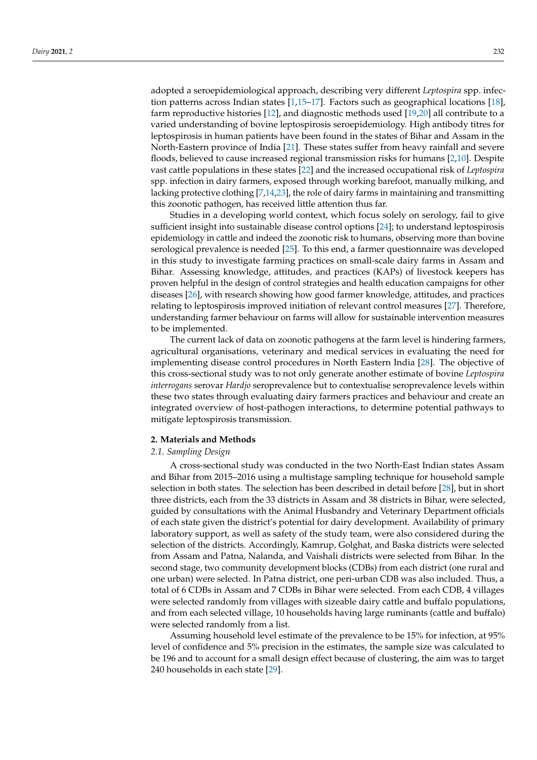adopted a seroepidemiological approach, describing very different *Leptospira* spp. infection patterns across Indian states [1,15–17]. Factors such as geographical locations [18], farm reproductive histories [12], and diagnostic methods used [19,20] all contribute to a varied understanding of bovine leptospirosis seroepidemiology. High antibody titres for leptospirosis in human patients have been found in the states of Bihar and Assam in the North-Eastern province of India [21]. These states suffer from heavy rainfall and severe floods, believed to cause increased regional transmission risks for humans [2,10]. Despite vast cattle populations in these states [22] and the increased occupational risk of *Leptospira* spp. infection in dairy farmers, exposed through working barefoot, manually milking, and lacking protective clothing [7,14,23], the role of dairy farms in maintaining and transmitting this zoonotic pathogen, has received little attention thus far.

Studies in a developing world context, which focus solely on serology, fail to give sufficient insight into sustainable disease control options [24]; to understand leptospirosis epidemiology in cattle and indeed the zoonotic risk to humans, observing more than bovine serological prevalence is needed [25]. To this end, a farmer questionnaire was developed in this study to investigate farming practices on small-scale dairy farms in Assam and Bihar. Assessing knowledge, attitudes, and practices (KAPs) of livestock keepers has proven helpful in the design of control strategies and health education campaigns for other diseases [26], with research showing how good farmer knowledge, attitudes, and practices relating to leptospirosis improved initiation of relevant control measures [27]. Therefore, understanding farmer behaviour on farms will allow for sustainable intervention measures to be implemented.

The current lack of data on zoonotic pathogens at the farm level is hindering farmers, agricultural organisations, veterinary and medical services in evaluating the need for implementing disease control procedures in North Eastern India [28]. The objective of this cross-sectional study was to not only generate another estimate of bovine *Leptospira interrogans* serovar *Hardjo* seroprevalence but to contextualise seroprevalence levels within these two states through evaluating dairy farmers practices and behaviour and create an integrated overview of host-pathogen interactions, to determine potential pathways to mitigate leptospirosis transmission.

## 2. Materials and Methods

### 2.1. Sampling Design

A cross-sectional study was conducted in the two North-East Indian states Assam and Bihar from 2015–2016 using a multistage sampling technique for household sample selection in both states. The selection has been described in detail before [28], but in short three districts, each from the 33 districts in Assam and 38 districts in Bihar, were selected, guided by consultations with the Animal Husbandry and Veterinary Department officials of each state given the district's potential for dairy development. Availability of primary laboratory support, as well as safety of the study team, were also considered during the selection of the districts. Accordingly, Kamrup, Golghat, and Baska districts were selected from Assam and Patna, Nalanda, and Vaishali districts were selected from Bihar. In the second stage, two community development blocks (CDBs) from each district (one rural and one urban) were selected. In Patna district, one peri-urban CDB was also included. Thus, a total of 6 CDBs in Assam and 7 CDBs in Bihar were selected. From each CDB, 4 villages were selected randomly from villages with sizeable dairy cattle and buffalo populations, and from each selected village, 10 households having large ruminants (cattle and buffalo) were selected randomly from a list.

Assuming household level estimate of the prevalence to be 15% for infection, at 95% level of confidence and 5% precision in the estimates, the sample size was calculated to be 196 and to account for a small design effect because of clustering, the aim was to target 240 households in each state [29].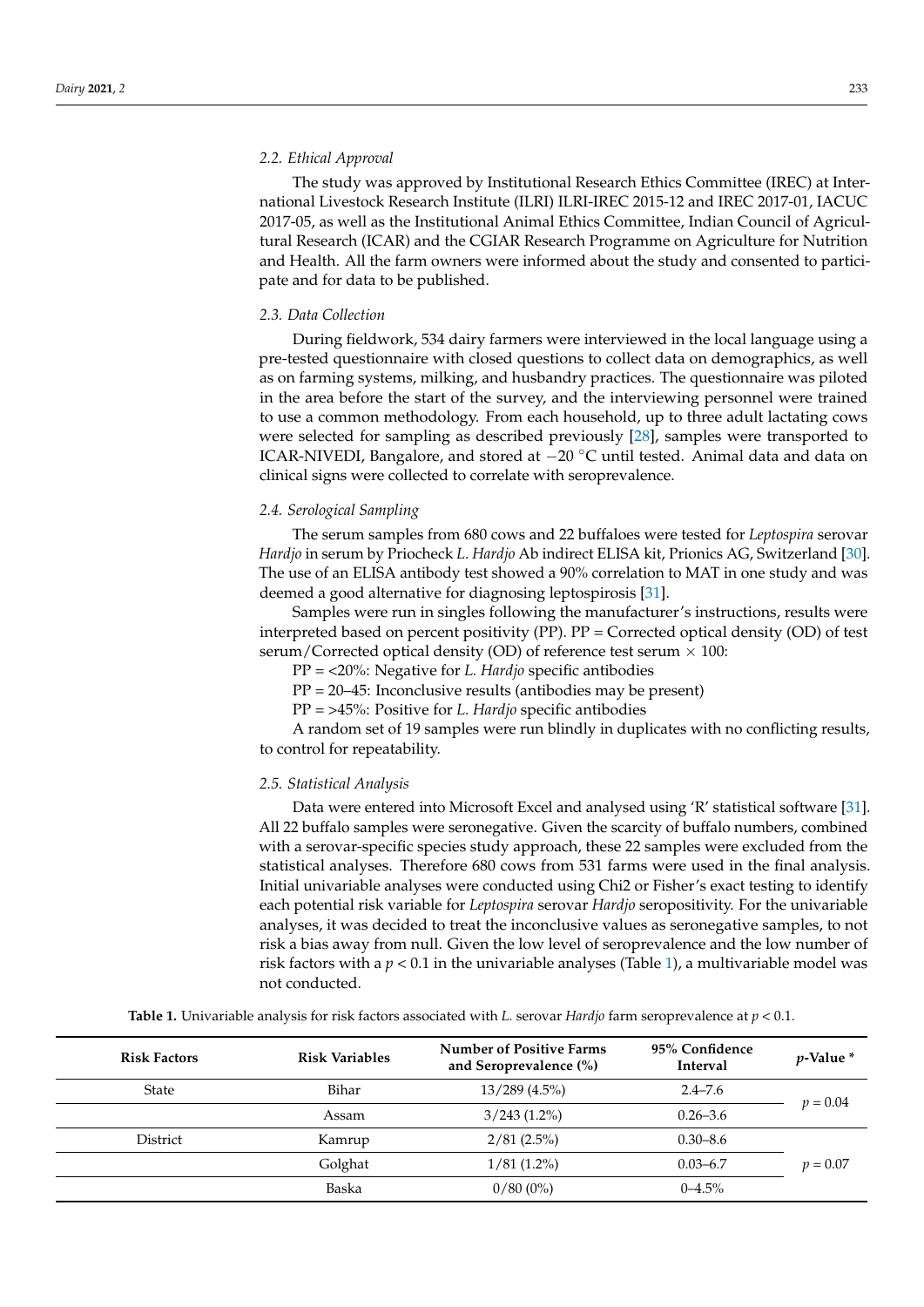### 2.2. Ethical Approval

The study was approved by Institutional Research Ethics Committee (IREC) at International Livestock Research Institute (ILRI) ILRI-IREC 2015-12 and IREC 2017-01, IACUC 2017-05, as well as the Institutional Animal Ethics Committee, Indian Council of Agricultural Research (ICAR) and the CGIAR Research Programme on Agriculture for Nutrition and Health. All the farm owners were informed about the study and consented to participate and for data to be published.

### 2.3. Data Collection

During fieldwork, 534 dairy farmers were interviewed in the local language using a pre-tested questionnaire with closed questions to collect data on demographics, as well as on farming systems, milking, and husbandry practices. The questionnaire was piloted in the area before the start of the survey, and the interviewing personnel were trained to use a common methodology. From each household, up to three adult lactating cows were selected for sampling as described previously [28], samples were transported to ICAR-NIVEDI, Bangalore, and stored at −20 °C until tested. Animal data and data on clinical signs were collected to correlate with seroprevalence.

### 2.4. Serological Sampling

The serum samples from 680 cows and 22 buffaloes were tested for *Leptospira* serovar *Hardjo* in serum by Priocheck *L. Hardjo* Ab indirect ELISA kit, Prionics AG, Switzerland [30]. The use of an ELISA antibody test showed a 90% correlation to MAT in one study and was deemed a good alternative for diagnosing leptospirosis [31].

Samples were run in singles following the manufacturer's instructions, results were interpreted based on percent positivity (PP). PP = Corrected optical density (OD) of test serum/Corrected optical density (OD) of reference test serum × 100:

PP = <20%: Negative for *L. Hardjo* specific antibodies

PP = 20–45: Inconclusive results (antibodies may be present)

PP = >45%: Positive for *L. Hardjo* specific antibodies

A random set of 19 samples were run blindly in duplicates with no conflicting results, to control for repeatability.

### 2.5. Statistical Analysis

Data were entered into Microsoft Excel and analysed using 'R' statistical software [31]. All 22 buffalo samples were seronegative. Given the scarcity of buffalo numbers, combined with a serovar-specific species study approach, these 22 samples were excluded from the statistical analyses. Therefore 680 cows from 531 farms were used in the final analysis. Initial univariable analyses were conducted using Chi2 or Fisher's exact testing to identify each potential risk variable for *Leptospira* serovar *Hardjo* seropositivity. For the univariable analyses, it was decided to treat the inconclusive values as seronegative samples, to not risk a bias away from null. Given the low level of seroprevalence and the low number of risk factors with a $p < 0.1$ in the univariable analyses (Table 1), a multivariable model was not conducted.

**Table 1.** Univariable analysis for risk factors associated with *L.* serovar *Hardjo* farm seroprevalence at $p < 0.1$.

| Risk Factors | Risk Variables | Number of Positive Farms and Seroprevalence (%) | 95% Confidence Interval | *p*-Value * |
|---|---|---|---|---|
| State | Bihar | 13/289 (4.5%) | 2.4–7.6 | $p = 0.04$ |
| | Assam | 3/243 (1.2%) | 0.26–3.6 | |
| District | Kamrup | 2/81 (2.5%) | 0.30–8.6 | $p = 0.07$ |
| | Golghat | 1/81 (1.2%) | 0.03–6.7 | |
| | Baska | 0/80 (0%) | 0–4.5% | |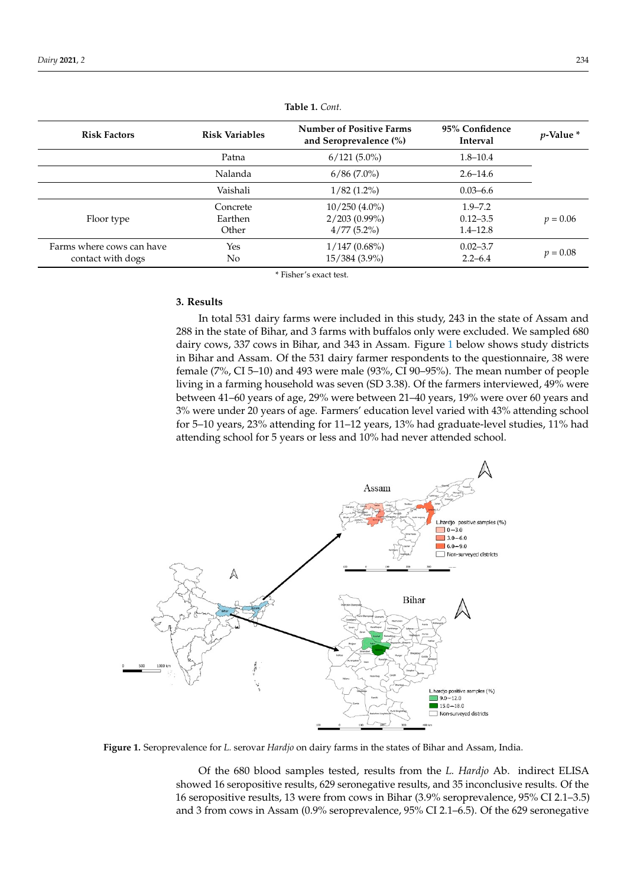**Table 1.** *Cont.*

| Risk Factors | Risk Variables | Number of Positive Farms and Seroprevalence (%) | 95% Confidence Interval | *p*-Value * |
|---|---|---|---|---|
| | Patna | 6/121 (5.0%) | 1.8–10.4 | |
| | Nalanda | 6/86 (7.0%) | 2.6–14.6 | |
| | Vaishali | 1/82 (1.2%) | 0.03–6.6 | |
| Floor type | Concrete<br>Earthen<br>Other | 10/250 (4.0%)<br>2/203 (0.99%)<br>4/77 (5.2%) | 1.9–7.2<br>0.12–3.5<br>1.4–12.8 | $p = 0.06$ |
| Farms where cows can have contact with dogs | Yes<br>No | 1/147 (0.68%)<br>15/384 (3.9%) | 0.02–3.7<br>2.2–6.4 | $p = 0.08$ |

\* Fisher's exact test.

## 3. Results

In total 531 dairy farms were included in this study, 243 in the state of Assam and 288 in the state of Bihar, and 3 farms with buffalos only were excluded. We sampled 680 dairy cows, 337 cows in Bihar, and 343 in Assam. Figure 1 below shows study districts in Bihar and Assam. Of the 531 dairy farmer respondents to the questionnaire, 38 were female (7%, CI 5–10) and 493 were male (93%, CI 90–95%). The mean number of people living in a farming household was seven (SD 3.38). Of the farmers interviewed, 49% were between 41–60 years of age, 29% were between 21–40 years, 19% were over 60 years and 3% were under 20 years of age. Farmers' education level varied with 43% attending school for 5–10 years, 23% attending for 11–12 years, 13% had graduate-level studies, 11% had attending school for 5 years or less and 10% had never attended school.

Assam
L.hardjo positive samples (%)
0−3.0
3.0−6.0
6.0−9.0
Non-surveyed districts

Bihar
L.hardjo positive samples (%)
9.0−12.0
15.0−18.0
Non-surveyed districts

0 500 1000 km

**Figure 1.** Seroprevalence for *L.* serovar *Hardjo* on dairy farms in the states of Bihar and Assam, India.

Of the 680 blood samples tested, results from the *L. Hardjo* Ab. indirect ELISA showed 16 seropositive results, 629 seronegative results, and 35 inconclusive results. Of the 16 seropositive results, 13 were from cows in Bihar (3.9% seroprevalence, 95% CI 2.1–3.5) and 3 from cows in Assam (0.9% seroprevalence, 95% CI 2.1–6.5). Of the 629 seronegative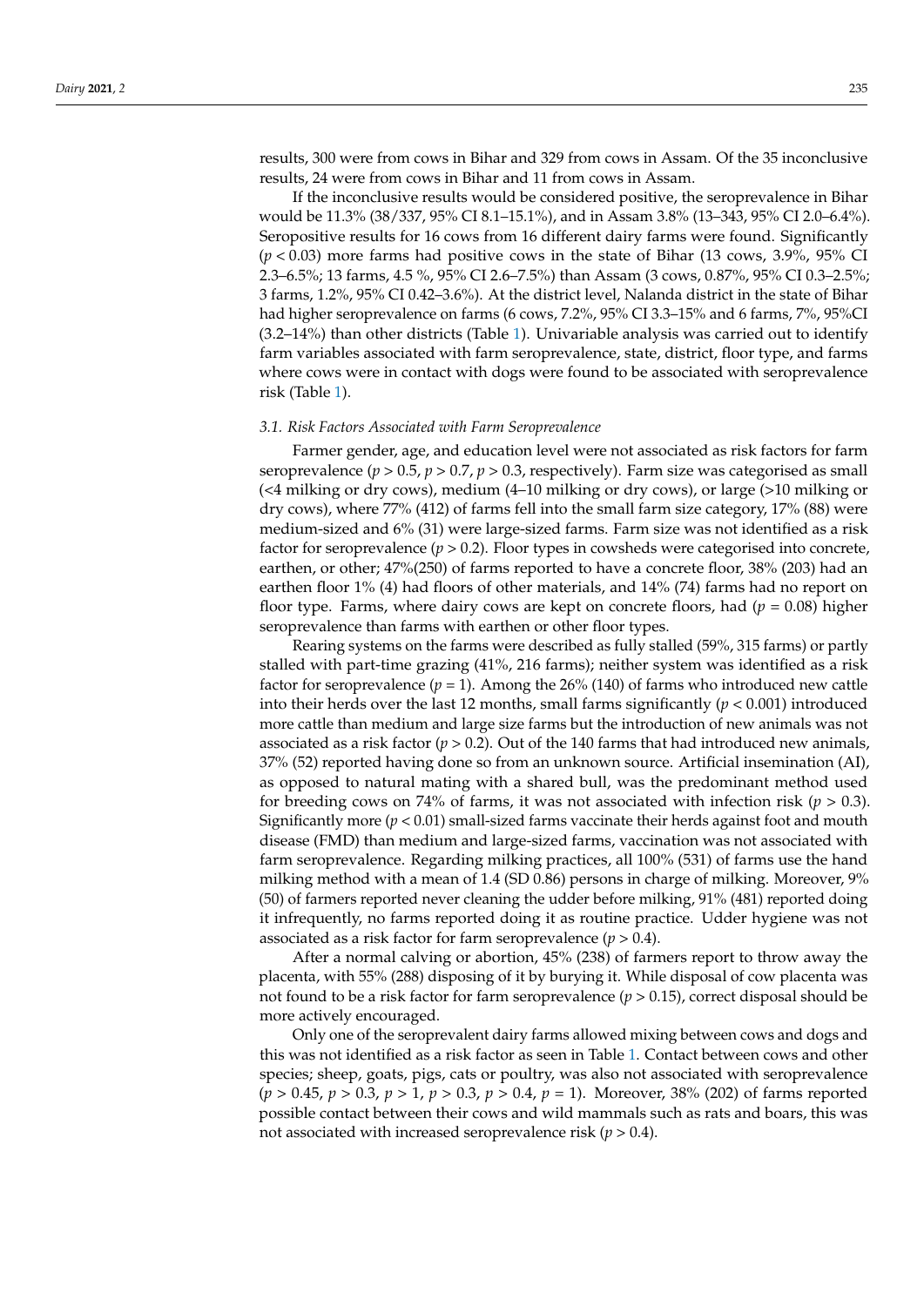results, 300 were from cows in Bihar and 329 from cows in Assam. Of the 35 inconclusive results, 24 were from cows in Bihar and 11 from cows in Assam.

If the inconclusive results would be considered positive, the seroprevalence in Bihar would be 11.3% (38/337, 95% CI 8.1–15.1%), and in Assam 3.8% (13–343, 95% CI 2.0–6.4%). Seropositive results for 16 cows from 16 different dairy farms were found. Significantly ($p < 0.03$) more farms had positive cows in the state of Bihar (13 cows, 3.9%, 95% CI 2.3–6.5%; 13 farms, 4.5 %, 95% CI 2.6–7.5%) than Assam (3 cows, 0.87%, 95% CI 0.3–2.5%; 3 farms, 1.2%, 95% CI 0.42–3.6%). At the district level, Nalanda district in the state of Bihar had higher seroprevalence on farms (6 cows, 7.2%, 95% CI 3.3–15% and 6 farms, 7%, 95%CI (3.2–14%) than other districts (Table 1). Univariable analysis was carried out to identify farm variables associated with farm seroprevalence, state, district, floor type, and farms where cows were in contact with dogs were found to be associated with seroprevalence risk (Table 1).

### 3.1. Risk Factors Associated with Farm Seroprevalence

Farmer gender, age, and education level were not associated as risk factors for farm seroprevalence ($p > 0.5$, $p > 0.7$, $p > 0.3$, respectively). Farm size was categorised as small (<4 milking or dry cows), medium (4–10 milking or dry cows), or large (>10 milking or dry cows), where 77% (412) of farms fell into the small farm size category, 17% (88) were medium-sized and 6% (31) were large-sized farms. Farm size was not identified as a risk factor for seroprevalence ($p > 0.2$). Floor types in cowsheds were categorised into concrete, earthen, or other; 47%(250) of farms reported to have a concrete floor, 38% (203) had an earthen floor 1% (4) had floors of other materials, and 14% (74) farms had no report on floor type. Farms, where dairy cows are kept on concrete floors, had ($p = 0.08$) higher seroprevalence than farms with earthen or other floor types.

Rearing systems on the farms were described as fully stalled (59%, 315 farms) or partly stalled with part-time grazing (41%, 216 farms); neither system was identified as a risk factor for seroprevalence ($p = 1$). Among the 26% (140) of farms who introduced new cattle into their herds over the last 12 months, small farms significantly ($p < 0.001$) introduced more cattle than medium and large size farms but the introduction of new animals was not associated as a risk factor ($p > 0.2$). Out of the 140 farms that had introduced new animals, 37% (52) reported having done so from an unknown source. Artificial insemination (AI), as opposed to natural mating with a shared bull, was the predominant method used for breeding cows on 74% of farms, it was not associated with infection risk ($p > 0.3$). Significantly more ($p < 0.01$) small-sized farms vaccinate their herds against foot and mouth disease (FMD) than medium and large-sized farms, vaccination was not associated with farm seroprevalence. Regarding milking practices, all 100% (531) of farms use the hand milking method with a mean of 1.4 (SD 0.86) persons in charge of milking. Moreover, 9% (50) of farmers reported never cleaning the udder before milking, 91% (481) reported doing it infrequently, no farms reported doing it as routine practice. Udder hygiene was not associated as a risk factor for farm seroprevalence ($p > 0.4$).

After a normal calving or abortion, 45% (238) of farmers report to throw away the placenta, with 55% (288) disposing of it by burying it. While disposal of cow placenta was not found to be a risk factor for farm seroprevalence ($p > 0.15$), correct disposal should be more actively encouraged.

Only one of the seroprevalent dairy farms allowed mixing between cows and dogs and this was not identified as a risk factor as seen in Table 1. Contact between cows and other species; sheep, goats, pigs, cats or poultry, was also not associated with seroprevalence ($p > 0.45$, $p > 0.3$, $p > 1$, $p > 0.3$, $p > 0.4$, $p = 1$). Moreover, 38% (202) of farms reported possible contact between their cows and wild mammals such as rats and boars, this was not associated with increased seroprevalence risk ($p > 0.4$).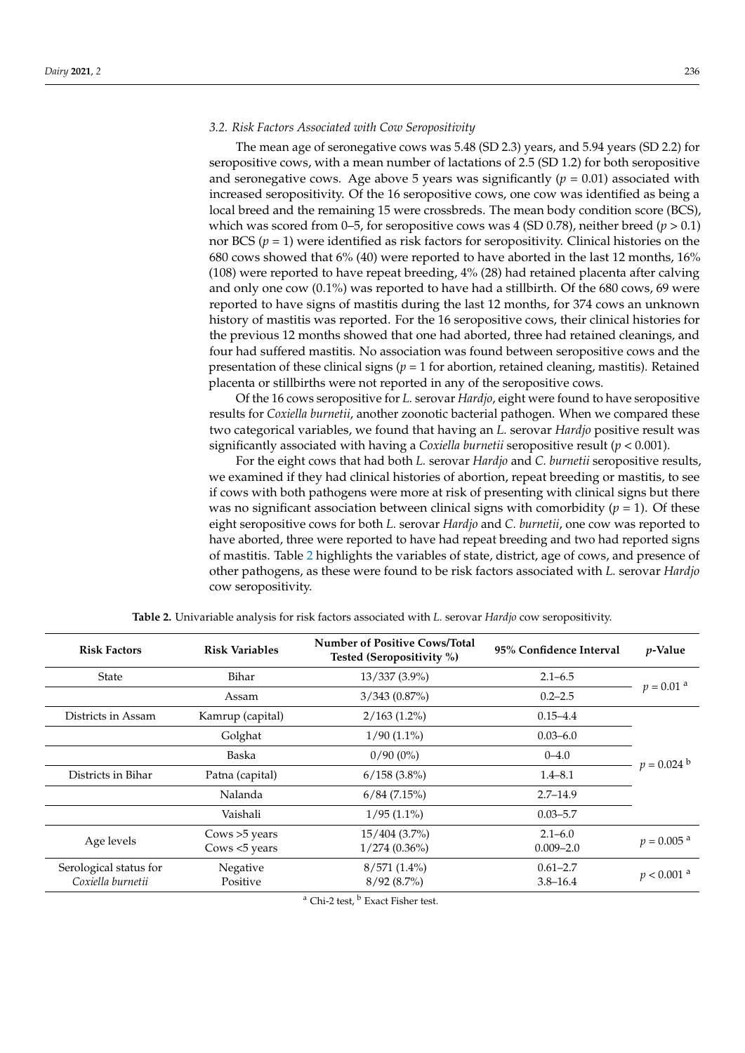### 3.2. Risk Factors Associated with Cow Seropositivity

The mean age of seronegative cows was 5.48 (SD 2.3) years, and 5.94 years (SD 2.2) for seropositive cows, with a mean number of lactations of 2.5 (SD 1.2) for both seropositive and seronegative cows. Age above 5 years was significantly ($p = 0.01$) associated with increased seropositivity. Of the 16 seropositive cows, one cow was identified as being a local breed and the remaining 15 were crossbreds. The mean body condition score (BCS), which was scored from 0–5, for seropositive cows was 4 (SD 0.78), neither breed ($p > 0.1$) nor BCS ($p = 1$) were identified as risk factors for seropositivity. Clinical histories on the 680 cows showed that 6% (40) were reported to have aborted in the last 12 months, 16% (108) were reported to have repeat breeding, 4% (28) had retained placenta after calving and only one cow (0.1%) was reported to have had a stillbirth. Of the 680 cows, 69 were reported to have signs of mastitis during the last 12 months, for 374 cows an unknown history of mastitis was reported. For the 16 seropositive cows, their clinical histories for the previous 12 months showed that one had aborted, three had retained cleanings, and four had suffered mastitis. No association was found between seropositive cows and the presentation of these clinical signs ($p = 1$ for abortion, retained cleaning, mastitis). Retained placenta or stillbirths were not reported in any of the seropositive cows.

Of the 16 cows seropositive for *L.* serovar *Hardjo*, eight were found to have seropositive results for *Coxiella burnetii*, another zoonotic bacterial pathogen. When we compared these two categorical variables, we found that having an *L.* serovar *Hardjo* positive result was significantly associated with having a *Coxiella burnetii* seropositive result ($p < 0.001$).

For the eight cows that had both *L.* serovar *Hardjo* and *C. burnetii* seropositive results, we examined if they had clinical histories of abortion, repeat breeding or mastitis, to see if cows with both pathogens were more at risk of presenting with clinical signs but there was no significant association between clinical signs with comorbidity ($p = 1$). Of these eight seropositive cows for both *L.* serovar *Hardjo* and *C. burnetii*, one cow was reported to have aborted, three were reported to have had repeat breeding and two had reported signs of mastitis. Table 2 highlights the variables of state, district, age of cows, and presence of other pathogens, as these were found to be risk factors associated with *L.* serovar *Hardjo* cow seropositivity.

**Table 2.** Univariable analysis for risk factors associated with *L.* serovar *Hardjo* cow seropositivity.

| Risk Factors | Risk Variables | Number of Positive Cows/Total Tested (Seropositivity %) | 95% Confidence Interval | *p*-Value |
|---|---|---|---|---|
| State | Bihar | 13/337 (3.9%) | 2.1–6.5 | $p = 0.01$ [a] |
| | Assam | 3/343 (0.87%) | 0.2–2.5 | |
| Districts in Assam | Kamrup (capital) | 2/163 (1.2%) | 0.15–4.4 | $p = 0.024$ [b] |
| | Golghat | 1/90 (1.1%) | 0.03–6.0 | |
| | Baska | 0/90 (0%) | 0–4.0 | |
| Districts in Bihar | Patna (capital) | 6/158 (3.8%) | 1.4–8.1 | |
| | Nalanda | 6/84 (7.15%) | 2.7–14.9 | |
| | Vaishali | 1/95 (1.1%) | 0.03–5.7 | |
| Age levels | Cows >5 years | 15/404 (3.7%) | 2.1–6.0 | $p = 0.005$ [a] |
| | Cows <5 years | 1/274 (0.36%) | 0.009–2.0 | |
| Serological status for *Coxiella burnetii* | Negative | 8/571 (1.4%) | 0.61–2.7 | $p < 0.001$ [a] |
| | Positive | 8/92 (8.7%) | 3.8–16.4 | |

[a] Chi-2 test, [b] Exact Fisher test.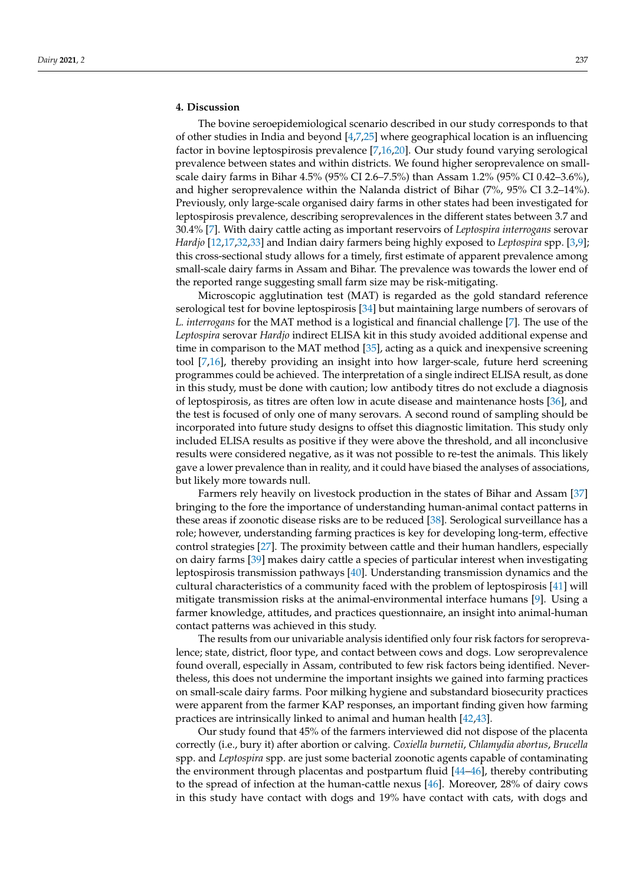## 4. Discussion

The bovine seroepidemiological scenario described in our study corresponds to that of other studies in India and beyond [4,7,25] where geographical location is an influencing factor in bovine leptospirosis prevalence [7,16,20]. Our study found varying serological prevalence between states and within districts. We found higher seroprevalence on small-scale dairy farms in Bihar 4.5% (95% CI 2.6–7.5%) than Assam 1.2% (95% CI 0.42–3.6%), and higher seroprevalence within the Nalanda district of Bihar (7%, 95% CI 3.2–14%). Previously, only large-scale organised dairy farms in other states had been investigated for leptospirosis prevalence, describing seroprevalences in the different states between 3.7 and 30.4% [7]. With dairy cattle acting as important reservoirs of *Leptospira interrogans* serovar *Hardjo* [12,17,32,33] and Indian dairy farmers being highly exposed to *Leptospira* spp. [3,9]; this cross-sectional study allows for a timely, first estimate of apparent prevalence among small-scale dairy farms in Assam and Bihar. The prevalence was towards the lower end of the reported range suggesting small farm size may be risk-mitigating.

Microscopic agglutination test (MAT) is regarded as the gold standard reference serological test for bovine leptospirosis [34] but maintaining large numbers of serovars of *L. interrogans* for the MAT method is a logistical and financial challenge [7]. The use of the *Leptospira* serovar *Hardjo* indirect ELISA kit in this study avoided additional expense and time in comparison to the MAT method [35], acting as a quick and inexpensive screening tool [7,16], thereby providing an insight into how larger-scale, future herd screening programmes could be achieved. The interpretation of a single indirect ELISA result, as done in this study, must be done with caution; low antibody titres do not exclude a diagnosis of leptospirosis, as titres are often low in acute disease and maintenance hosts [36], and the test is focused of only one of many serovars. A second round of sampling should be incorporated into future study designs to offset this diagnostic limitation. This study only included ELISA results as positive if they were above the threshold, and all inconclusive results were considered negative, as it was not possible to re-test the animals. This likely gave a lower prevalence than in reality, and it could have biased the analyses of associations, but likely more towards null.

Farmers rely heavily on livestock production in the states of Bihar and Assam [37] bringing to the fore the importance of understanding human-animal contact patterns in these areas if zoonotic disease risks are to be reduced [38]. Serological surveillance has a role; however, understanding farming practices is key for developing long-term, effective control strategies [27]. The proximity between cattle and their human handlers, especially on dairy farms [39] makes dairy cattle a species of particular interest when investigating leptospirosis transmission pathways [40]. Understanding transmission dynamics and the cultural characteristics of a community faced with the problem of leptospirosis [41] will mitigate transmission risks at the animal-environmental interface humans [9]. Using a farmer knowledge, attitudes, and practices questionnaire, an insight into animal-human contact patterns was achieved in this study.

The results from our univariable analysis identified only four risk factors for seroprevalence; state, district, floor type, and contact between cows and dogs. Low seroprevalence found overall, especially in Assam, contributed to few risk factors being identified. Nevertheless, this does not undermine the important insights we gained into farming practices on small-scale dairy farms. Poor milking hygiene and substandard biosecurity practices were apparent from the farmer KAP responses, an important finding given how farming practices are intrinsically linked to animal and human health [42,43].

Our study found that 45% of the farmers interviewed did not dispose of the placenta correctly (i.e., bury it) after abortion or calving. *Coxiella burnetii*, *Chlamydia abortus*, *Brucella* spp. and *Leptospira* spp. are just some bacterial zoonotic agents capable of contaminating the environment through placentas and postpartum fluid [44–46], thereby contributing to the spread of infection at the human-cattle nexus [46]. Moreover, 28% of dairy cows in this study have contact with dogs and 19% have contact with cats, with dogs and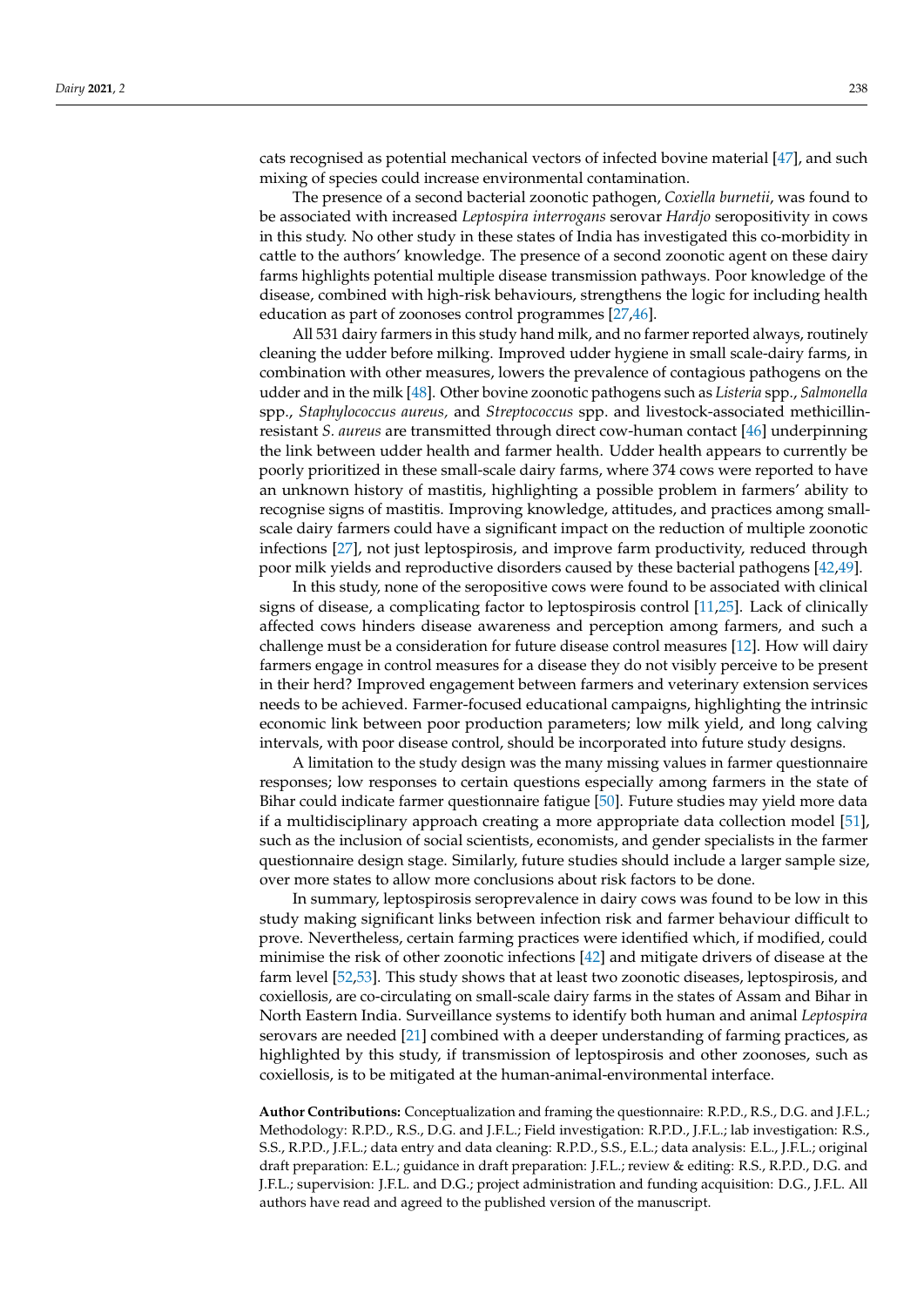cats recognised as potential mechanical vectors of infected bovine material [47], and such mixing of species could increase environmental contamination.

The presence of a second bacterial zoonotic pathogen, *Coxiella burnetii*, was found to be associated with increased *Leptospira interrogans* serovar *Hardjo* seropositivity in cows in this study. No other study in these states of India has investigated this co-morbidity in cattle to the authors' knowledge. The presence of a second zoonotic agent on these dairy farms highlights potential multiple disease transmission pathways. Poor knowledge of the disease, combined with high-risk behaviours, strengthens the logic for including health education as part of zoonoses control programmes [27,46].

All 531 dairy farmers in this study hand milk, and no farmer reported always, routinely cleaning the udder before milking. Improved udder hygiene in small scale-dairy farms, in combination with other measures, lowers the prevalence of contagious pathogens on the udder and in the milk [48]. Other bovine zoonotic pathogens such as *Listeria* spp., *Salmonella* spp., *Staphylococcus aureus,* and *Streptococcus* spp. and livestock-associated methicillin-resistant *S. aureus* are transmitted through direct cow-human contact [46] underpinning the link between udder health and farmer health. Udder health appears to currently be poorly prioritized in these small-scale dairy farms, where 374 cows were reported to have an unknown history of mastitis, highlighting a possible problem in farmers' ability to recognise signs of mastitis. Improving knowledge, attitudes, and practices among small-scale dairy farmers could have a significant impact on the reduction of multiple zoonotic infections [27], not just leptospirosis, and improve farm productivity, reduced through poor milk yields and reproductive disorders caused by these bacterial pathogens [42,49].

In this study, none of the seropositive cows were found to be associated with clinical signs of disease, a complicating factor to leptospirosis control [11,25]. Lack of clinically affected cows hinders disease awareness and perception among farmers, and such a challenge must be a consideration for future disease control measures [12]. How will dairy farmers engage in control measures for a disease they do not visibly perceive to be present in their herd? Improved engagement between farmers and veterinary extension services needs to be achieved. Farmer-focused educational campaigns, highlighting the intrinsic economic link between poor production parameters; low milk yield, and long calving intervals, with poor disease control, should be incorporated into future study designs.

A limitation to the study design was the many missing values in farmer questionnaire responses; low responses to certain questions especially among farmers in the state of Bihar could indicate farmer questionnaire fatigue [50]. Future studies may yield more data if a multidisciplinary approach creating a more appropriate data collection model [51], such as the inclusion of social scientists, economists, and gender specialists in the farmer questionnaire design stage. Similarly, future studies should include a larger sample size, over more states to allow more conclusions about risk factors to be done.

In summary, leptospirosis seroprevalence in dairy cows was found to be low in this study making significant links between infection risk and farmer behaviour difficult to prove. Nevertheless, certain farming practices were identified which, if modified, could minimise the risk of other zoonotic infections [42] and mitigate drivers of disease at the farm level [52,53]. This study shows that at least two zoonotic diseases, leptospirosis, and coxiellosis, are co-circulating on small-scale dairy farms in the states of Assam and Bihar in North Eastern India. Surveillance systems to identify both human and animal *Leptospira* serovars are needed [21] combined with a deeper understanding of farming practices, as highlighted by this study, if transmission of leptospirosis and other zoonoses, such as coxiellosis, is to be mitigated at the human-animal-environmental interface.

**Author Contributions:** Conceptualization and framing the questionnaire: R.P.D., R.S., D.G. and J.F.L.; Methodology: R.P.D., R.S., D.G. and J.F.L.; Field investigation: R.P.D., J.F.L.; lab investigation: R.S., S.S., R.P.D., J.F.L.; data entry and data cleaning: R.P.D., S.S., E.L.; data analysis: E.L., J.F.L.; original draft preparation: E.L.; guidance in draft preparation: J.F.L.; review & editing: R.S., R.P.D., D.G. and J.F.L.; supervision: J.F.L. and D.G.; project administration and funding acquisition: D.G., J.F.L. All authors have read and agreed to the published version of the manuscript.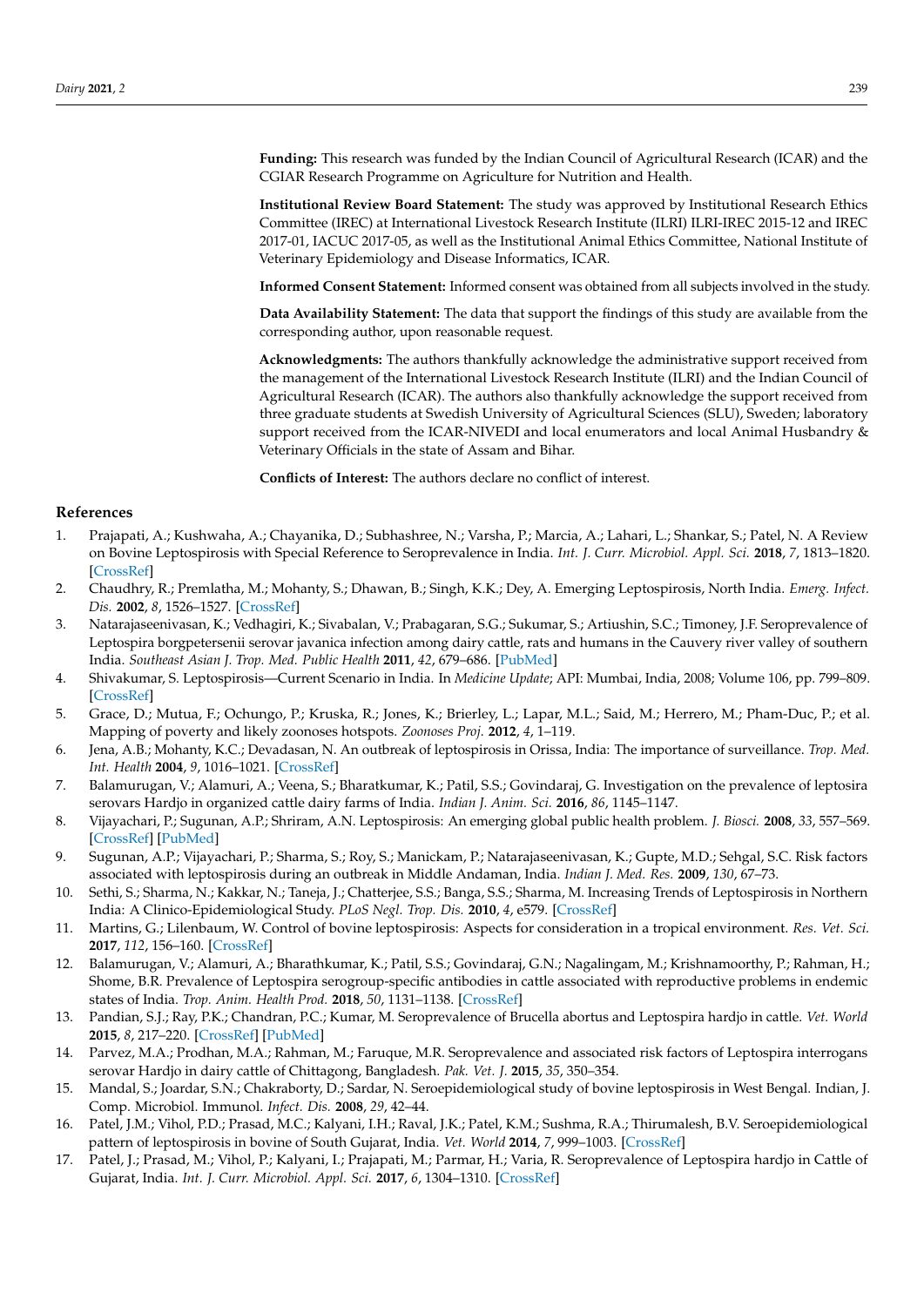**Funding:** This research was funded by the Indian Council of Agricultural Research (ICAR) and the CGIAR Research Programme on Agriculture for Nutrition and Health.

**Institutional Review Board Statement:** The study was approved by Institutional Research Ethics Committee (IREC) at International Livestock Research Institute (ILRI) ILRI-IREC 2015-12 and IREC 2017-01, IACUC 2017-05, as well as the Institutional Animal Ethics Committee, National Institute of Veterinary Epidemiology and Disease Informatics, ICAR.

**Informed Consent Statement:** Informed consent was obtained from all subjects involved in the study.

**Data Availability Statement:** The data that support the findings of this study are available from the corresponding author, upon reasonable request.

**Acknowledgments:** The authors thankfully acknowledge the administrative support received from the management of the International Livestock Research Institute (ILRI) and the Indian Council of Agricultural Research (ICAR). The authors also thankfully acknowledge the support received from three graduate students at Swedish University of Agricultural Sciences (SLU), Sweden; laboratory support received from the ICAR-NIVEDI and local enumerators and local Animal Husbandry & Veterinary Officials in the state of Assam and Bihar.

**Conflicts of Interest:** The authors declare no conflict of interest.

## References

1. Prajapati, A.; Kushwaha, A.; Chayanika, D.; Subhashree, N.; Varsha, P.; Marcia, A.; Lahari, L.; Shankar, S.; Patel, N. A Review on Bovine Leptospirosis with Special Reference to Seroprevalence in India. *Int. J. Curr. Microbiol. Appl. Sci.* **2018**, *7*, 1813–1820. [CrossRef]
2. Chaudhry, R.; Premlatha, M.; Mohanty, S.; Dhawan, B.; Singh, K.K.; Dey, A. Emerging Leptospirosis, North India. *Emerg. Infect. Dis.* **2002**, *8*, 1526–1527. [CrossRef]
3. Natarajaseenivasan, K.; Vedhagiri, K.; Sivabalan, V.; Prabagaran, S.G.; Sukumar, S.; Artiushin, S.C.; Timoney, J.F. Seroprevalence of Leptospira borgpetersenii serovar javanica infection among dairy cattle, rats and humans in the Cauvery river valley of southern India. *Southeast Asian J. Trop. Med. Public Health* **2011**, *42*, 679–686. [PubMed]
4. Shivakumar, S. Leptospirosis—Current Scenario in India. In *Medicine Update*; API: Mumbai, India, 2008; Volume 106, pp. 799–809. [CrossRef]
5. Grace, D.; Mutua, F.; Ochungo, P.; Kruska, R.; Jones, K.; Brierley, L.; Lapar, M.L.; Said, M.; Herrero, M.; Pham-Duc, P.; et al. Mapping of poverty and likely zoonoses hotspots. *Zoonoses Proj.* **2012**, *4*, 1–119.
6. Jena, A.B.; Mohanty, K.C.; Devadasan, N. An outbreak of leptospirosis in Orissa, India: The importance of surveillance. *Trop. Med. Int. Health* **2004**, *9*, 1016–1021. [CrossRef]
7. Balamurugan, V.; Alamuri, A.; Veena, S.; Bharatkumar, K.; Patil, S.S.; Govindaraj, G. Investigation on the prevalence of leptosira serovars Hardjo in organized cattle dairy farms of India. *Indian J. Anim. Sci.* **2016**, *86*, 1145–1147.
8. Vijayachari, P.; Sugunan, A.P.; Shriram, A.N. Leptospirosis: An emerging global public health problem. *J. Biosci.* **2008**, *33*, 557–569. [CrossRef] [PubMed]
9. Sugunan, A.P.; Vijayachari, P.; Sharma, S.; Roy, S.; Manickam, P.; Natarajaseenivasan, K.; Gupte, M.D.; Sehgal, S.C. Risk factors associated with leptospirosis during an outbreak in Middle Andaman, India. *Indian J. Med. Res.* **2009**, *130*, 67–73.
10. Sethi, S.; Sharma, N.; Kakkar, N.; Taneja, J.; Chatterjee, S.S.; Banga, S.S.; Sharma, M. Increasing Trends of Leptospirosis in Northern India: A Clinico-Epidemiological Study. *PLoS Negl. Trop. Dis.* **2010**, *4*, e579. [CrossRef]
11. Martins, G.; Lilenbaum, W. Control of bovine leptospirosis: Aspects for consideration in a tropical environment. *Res. Vet. Sci.* **2017**, *112*, 156–160. [CrossRef]
12. Balamurugan, V.; Alamuri, A.; Bharathkumar, K.; Patil, S.S.; Govindaraj, G.N.; Nagalingam, M.; Krishnamoorthy, P.; Rahman, H.; Shome, B.R. Prevalence of Leptospira serogroup-specific antibodies in cattle associated with reproductive problems in endemic states of India. *Trop. Anim. Health Prod.* **2018**, *50*, 1131–1138. [CrossRef]
13. Pandian, S.J.; Ray, P.K.; Chandran, P.C.; Kumar, M. Seroprevalence of Brucella abortus and Leptospira hardjo in cattle. *Vet. World* **2015**, *8*, 217–220. [CrossRef] [PubMed]
14. Parvez, M.A.; Prodhan, M.A.; Rahman, M.; Faruque, M.R. Seroprevalence and associated risk factors of Leptospira interrogans serovar Hardjo in dairy cattle of Chittagong, Bangladesh. *Pak. Vet. J.* **2015**, *35*, 350–354.
15. Mandal, S.; Joardar, S.N.; Chakraborty, D.; Sardar, N. Seroepidemiological study of bovine leptospirosis in West Bengal. Indian, J. Comp. Microbiol. Immunol. *Infect. Dis.* **2008**, *29*, 42–44.
16. Patel, J.M.; Vihol, P.D.; Prasad, M.C.; Kalyani, I.H.; Raval, J.K.; Patel, K.M.; Sushma, R.A.; Thirumalesh, B.V. Seroepidemiological pattern of leptospirosis in bovine of South Gujarat, India. *Vet. World* **2014**, *7*, 999–1003. [CrossRef]
17. Patel, J.; Prasad, M.; Vihol, P.; Kalyani, I.; Prajapati, M.; Parmar, H.; Varia, R. Seroprevalence of Leptospira hardjo in Cattle of Gujarat, India. *Int. J. Curr. Microbiol. Appl. Sci.* **2017**, *6*, 1304–1310. [CrossRef]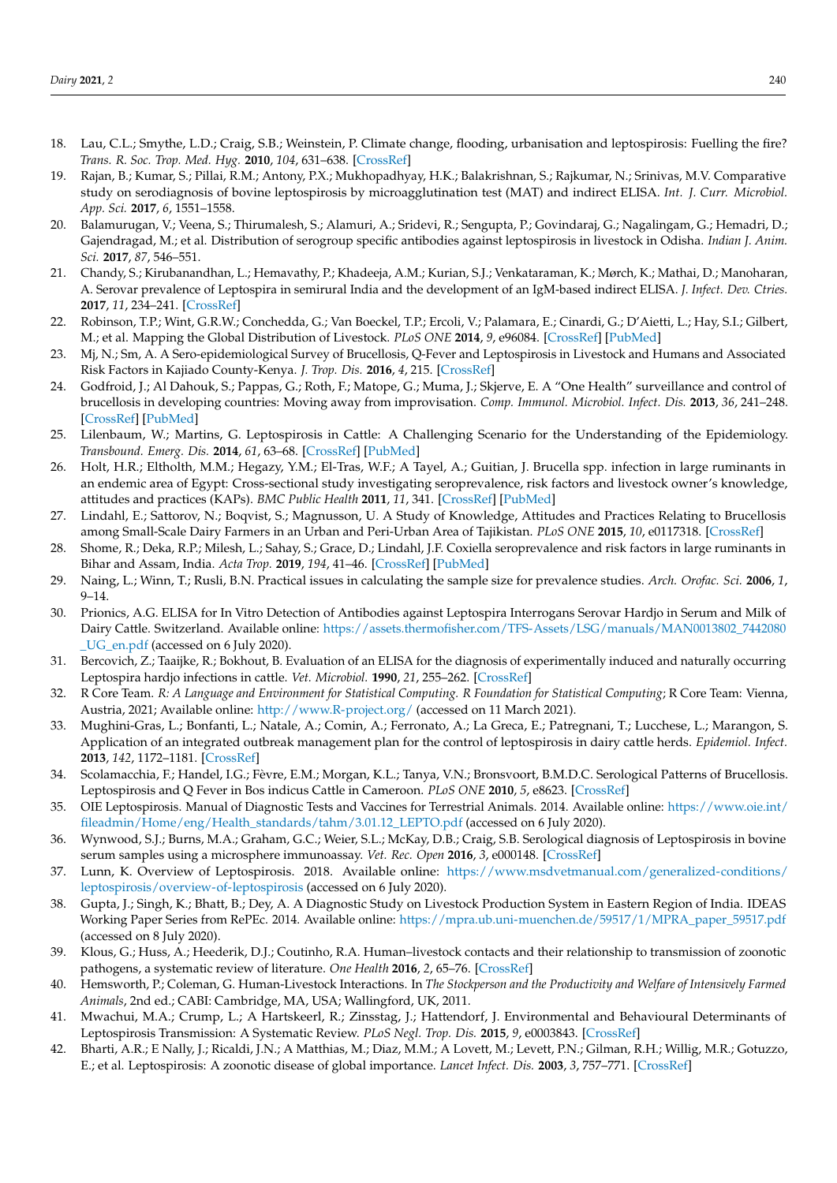18. Lau, C.L.; Smythe, L.D.; Craig, S.B.; Weinstein, P. Climate change, flooding, urbanisation and leptospirosis: Fuelling the fire? *Trans. R. Soc. Trop. Med. Hyg.* **2010**, *104*, 631–638. [CrossRef]
19. Rajan, B.; Kumar, S.; Pillai, R.M.; Antony, P.X.; Mukhopadhyay, H.K.; Balakrishnan, S.; Rajkumar, N.; Srinivas, M.V. Comparative study on serodiagnosis of bovine leptospirosis by microagglutination test (MAT) and indirect ELISA. *Int. J. Curr. Microbiol. App. Sci.* **2017**, *6*, 1551–1558.
20. Balamurugan, V.; Veena, S.; Thirumalesh, S.; Alamuri, A.; Sridevi, R.; Sengupta, P.; Govindaraj, G.; Nagalingam, G.; Hemadri, D.; Gajendragad, M.; et al. Distribution of serogroup specific antibodies against leptospirosis in livestock in Odisha. *Indian J. Anim. Sci.* **2017**, *87*, 546–551.
21. Chandy, S.; Kirubanandhan, L.; Hemavathy, P.; Khadeeja, A.M.; Kurian, S.J.; Venkataraman, K.; Mørch, K.; Mathai, D.; Manoharan, A. Serovar prevalence of Leptospira in semirural India and the development of an IgM-based indirect ELISA. *J. Infect. Dev. Ctries.* **2017**, *11*, 234–241. [CrossRef]
22. Robinson, T.P.; Wint, G.R.W.; Conchedda, G.; Van Boeckel, T.P.; Ercoli, V.; Palamara, E.; Cinardi, G.; D'Aietti, L.; Hay, S.I.; Gilbert, M.; et al. Mapping the Global Distribution of Livestock. *PLoS ONE* **2014**, *9*, e96084. [CrossRef] [PubMed]
23. Mj, N.; Sm, A. A Sero-epidemiological Survey of Brucellosis, Q-Fever and Leptospirosis in Livestock and Humans and Associated Risk Factors in Kajiado County-Kenya. *J. Trop. Dis.* **2016**, *4*, 215. [CrossRef]
24. Godfroid, J.; Al Dahouk, S.; Pappas, G.; Roth, F.; Matope, G.; Muma, J.; Skjerve, E. A "One Health" surveillance and control of brucellosis in developing countries: Moving away from improvisation. *Comp. Immunol. Microbiol. Infect. Dis.* **2013**, *36*, 241–248. [CrossRef] [PubMed]
25. Lilenbaum, W.; Martins, G. Leptospirosis in Cattle: A Challenging Scenario for the Understanding of the Epidemiology. *Transbound. Emerg. Dis.* **2014**, *61*, 63–68. [CrossRef] [PubMed]
26. Holt, H.R.; Eltholth, M.M.; Hegazy, Y.M.; El-Tras, W.F.; A Tayel, A.; Guitian, J. Brucella spp. infection in large ruminants in an endemic area of Egypt: Cross-sectional study investigating seroprevalence, risk factors and livestock owner's knowledge, attitudes and practices (KAPs). *BMC Public Health* **2011**, *11*, 341. [CrossRef] [PubMed]
27. Lindahl, E.; Sattorov, N.; Boqvist, S.; Magnusson, U. A Study of Knowledge, Attitudes and Practices Relating to Brucellosis among Small-Scale Dairy Farmers in an Urban and Peri-Urban Area of Tajikistan. *PLoS ONE* **2015**, *10*, e0117318. [CrossRef]
28. Shome, R.; Deka, R.P.; Milesh, L.; Sahay, S.; Grace, D.; Lindahl, J.F. Coxiella seroprevalence and risk factors in large ruminants in Bihar and Assam, India. *Acta Trop.* **2019**, *194*, 41–46. [CrossRef] [PubMed]
29. Naing, L.; Winn, T.; Rusli, B.N. Practical issues in calculating the sample size for prevalence studies. *Arch. Orofac. Sci.* **2006**, *1*, 9–14.
30. Prionics, A.G. ELISA for In Vitro Detection of Antibodies against Leptospira Interrogans Serovar Hardjo in Serum and Milk of Dairy Cattle. Switzerland. Available online: https://assets.thermofisher.com/TFS-Assets/LSG/manuals/MAN0013802_7442080_UG_en.pdf (accessed on 6 July 2020).
31. Bercovich, Z.; Taaijke, R.; Bokhout, B. Evaluation of an ELISA for the diagnosis of experimentally induced and naturally occurring Leptospira hardjo infections in cattle. *Vet. Microbiol.* **1990**, *21*, 255–262. [CrossRef]
32. R Core Team. *R: A Language and Environment for Statistical Computing. R Foundation for Statistical Computing*; R Core Team: Vienna, Austria, 2021; Available online: http://www.R-project.org/ (accessed on 11 March 2021).
33. Mughini-Gras, L.; Bonfanti, L.; Natale, A.; Comin, A.; Ferronato, A.; La Greca, E.; Patregnani, T.; Lucchese, L.; Marangon, S. Application of an integrated outbreak management plan for the control of leptospirosis in dairy cattle herds. *Epidemiol. Infect.* **2013**, *142*, 1172–1181. [CrossRef]
34. Scolamacchia, F.; Handel, I.G.; Fèvre, E.M.; Morgan, K.L.; Tanya, V.N.; Bronsvoort, B.M.D.C. Serological Patterns of Brucellosis. Leptospirosis and Q Fever in Bos indicus Cattle in Cameroon. *PLoS ONE* **2010**, *5*, e8623. [CrossRef]
35. OIE Leptospirosis. Manual of Diagnostic Tests and Vaccines for Terrestrial Animals. 2014. Available online: https://www.oie.int/fileadmin/Home/eng/Health_standards/tahm/3.01.12_LEPTO.pdf (accessed on 6 July 2020).
36. Wynwood, S.J.; Burns, M.A.; Graham, G.C.; Weier, S.L.; McKay, D.B.; Craig, S.B. Serological diagnosis of Leptospirosis in bovine serum samples using a microsphere immunoassay. *Vet. Rec. Open* **2016**, *3*, e000148. [CrossRef]
37. Lunn, K. Overview of Leptospirosis. 2018. Available online: https://www.msdvetmanual.com/generalized-conditions/leptospirosis/overview-of-leptospirosis (accessed on 6 July 2020).
38. Gupta, J.; Singh, K.; Bhatt, B.; Dey, A. A Diagnostic Study on Livestock Production System in Eastern Region of India. IDEAS Working Paper Series from RePEc. 2014. Available online: https://mpra.ub.uni-muenchen.de/59517/1/MPRA_paper_59517.pdf (accessed on 8 July 2020).
39. Klous, G.; Huss, A.; Heederik, D.J.; Coutinho, R.A. Human–livestock contacts and their relationship to transmission of zoonotic pathogens, a systematic review of literature. *One Health* **2016**, *2*, 65–76. [CrossRef]
40. Hemsworth, P.; Coleman, G. Human-Livestock Interactions. In *The Stockperson and the Productivity and Welfare of Intensively Farmed Animals*, 2nd ed.; CABI: Cambridge, MA, USA; Wallingford, UK, 2011.
41. Mwachui, M.A.; Crump, L.; A Hartskeerl, R.; Zinsstag, J.; Hattendorf, J. Environmental and Behavioural Determinants of Leptospirosis Transmission: A Systematic Review. *PLoS Negl. Trop. Dis.* **2015**, *9*, e0003843. [CrossRef]
42. Bharti, A.R.; E Nally, J.; Ricaldi, J.N.; A Matthias, M.; Diaz, M.M.; A Lovett, M.; Levett, P.N.; Gilman, R.H.; Willig, M.R.; Gotuzzo, E.; et al. Leptospirosis: A zoonotic disease of global importance. *Lancet Infect. Dis.* **2003**, *3*, 757–771. [CrossRef]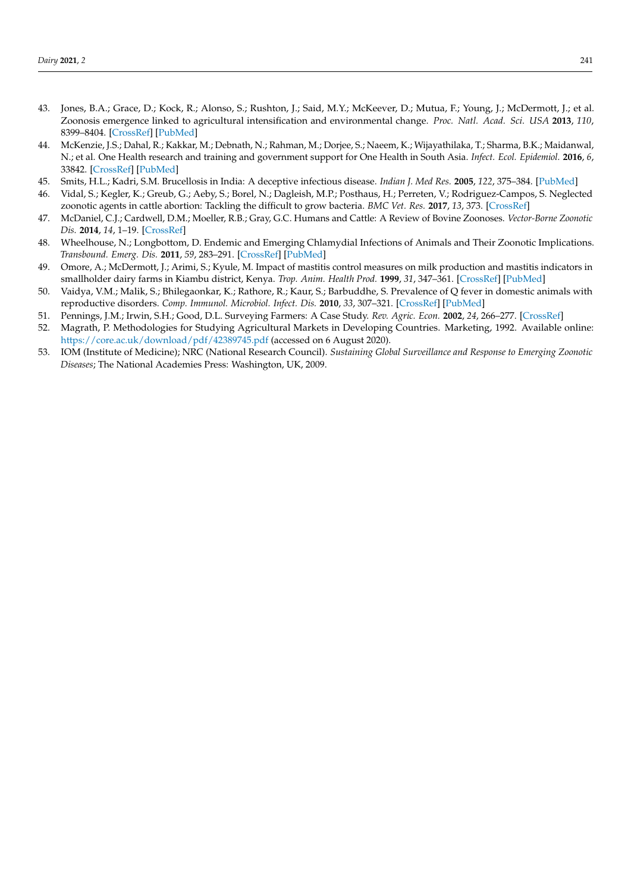43. Jones, B.A.; Grace, D.; Kock, R.; Alonso, S.; Rushton, J.; Said, M.Y.; McKeever, D.; Mutua, F.; Young, J.; McDermott, J.; et al. Zoonosis emergence linked to agricultural intensification and environmental change. *Proc. Natl. Acad. Sci. USA* **2013**, *110*, 8399–8404. [CrossRef] [PubMed]
44. McKenzie, J.S.; Dahal, R.; Kakkar, M.; Debnath, N.; Rahman, M.; Dorjee, S.; Naeem, K.; Wijayathilaka, T.; Sharma, B.K.; Maidanwal, N.; et al. One Health research and training and government support for One Health in South Asia. *Infect. Ecol. Epidemiol.* **2016**, *6*, 33842. [CrossRef] [PubMed]
45. Smits, H.L.; Kadri, S.M. Brucellosis in India: A deceptive infectious disease. *Indian J. Med Res.* **2005**, *122*, 375–384. [PubMed]
46. Vidal, S.; Kegler, K.; Greub, G.; Aeby, S.; Borel, N.; Dagleish, M.P.; Posthaus, H.; Perreten, V.; Rodriguez-Campos, S. Neglected zoonotic agents in cattle abortion: Tackling the difficult to grow bacteria. *BMC Vet. Res.* **2017**, *13*, 373. [CrossRef]
47. McDaniel, C.J.; Cardwell, D.M.; Moeller, R.B.; Gray, G.C. Humans and Cattle: A Review of Bovine Zoonoses. *Vector-Borne Zoonotic Dis.* **2014**, *14*, 1–19. [CrossRef]
48. Wheelhouse, N.; Longbottom, D. Endemic and Emerging Chlamydial Infections of Animals and Their Zoonotic Implications. *Transbound. Emerg. Dis.* **2011**, *59*, 283–291. [CrossRef] [PubMed]
49. Omore, A.; McDermott, J.; Arimi, S.; Kyule, M. Impact of mastitis control measures on milk production and mastitis indicators in smallholder dairy farms in Kiambu district, Kenya. *Trop. Anim. Health Prod.* **1999**, *31*, 347–361. [CrossRef] [PubMed]
50. Vaidya, V.M.; Malik, S.; Bhilegaonkar, K.; Rathore, R.; Kaur, S.; Barbuddhe, S. Prevalence of Q fever in domestic animals with reproductive disorders. *Comp. Immunol. Microbiol. Infect. Dis.* **2010**, *33*, 307–321. [CrossRef] [PubMed]
51. Pennings, J.M.; Irwin, S.H.; Good, D.L. Surveying Farmers: A Case Study. *Rev. Agric. Econ.* **2002**, *24*, 266–277. [CrossRef]
52. Magrath, P. Methodologies for Studying Agricultural Markets in Developing Countries. Marketing, 1992. Available online: https://core.ac.uk/download/pdf/42389745.pdf (accessed on 6 August 2020).
53. IOM (Institute of Medicine); NRC (National Research Council). *Sustaining Global Surveillance and Response to Emerging Zoonotic Diseases*; The National Academies Press: Washington, UK, 2009.